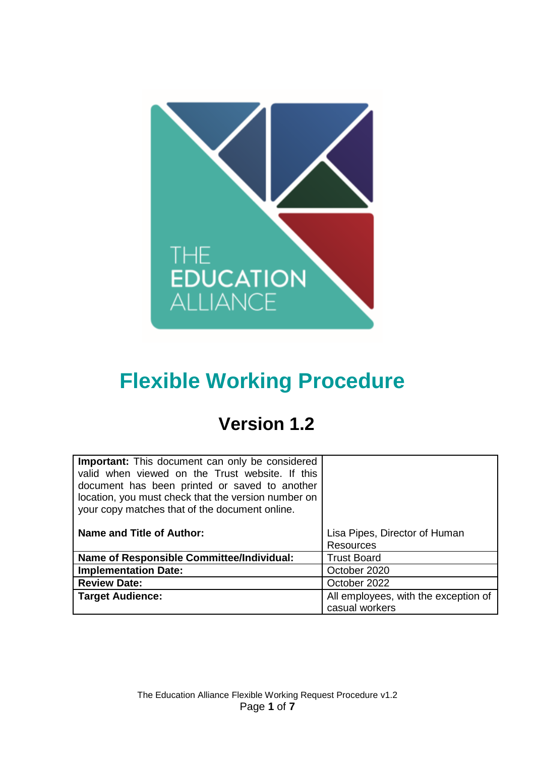THE EDUCATION ALLIANCE

# Flexible Working Procedure

## Version 1.2

| **Important:** This document can only be considered valid when viewed on the Trust website. If this document has been printed or saved to another location, you must check that the version number on your copy matches that of the document online. | |
|---|---|
| **Name and Title of Author:** | Lisa Pipes, Director of Human Resources |
| **Name of Responsible Committee/Individual:** | Trust Board |
| **Implementation Date:** | October 2020 |
| **Review Date:** | October 2022 |
| **Target Audience:** | All employees, with the exception of casual workers |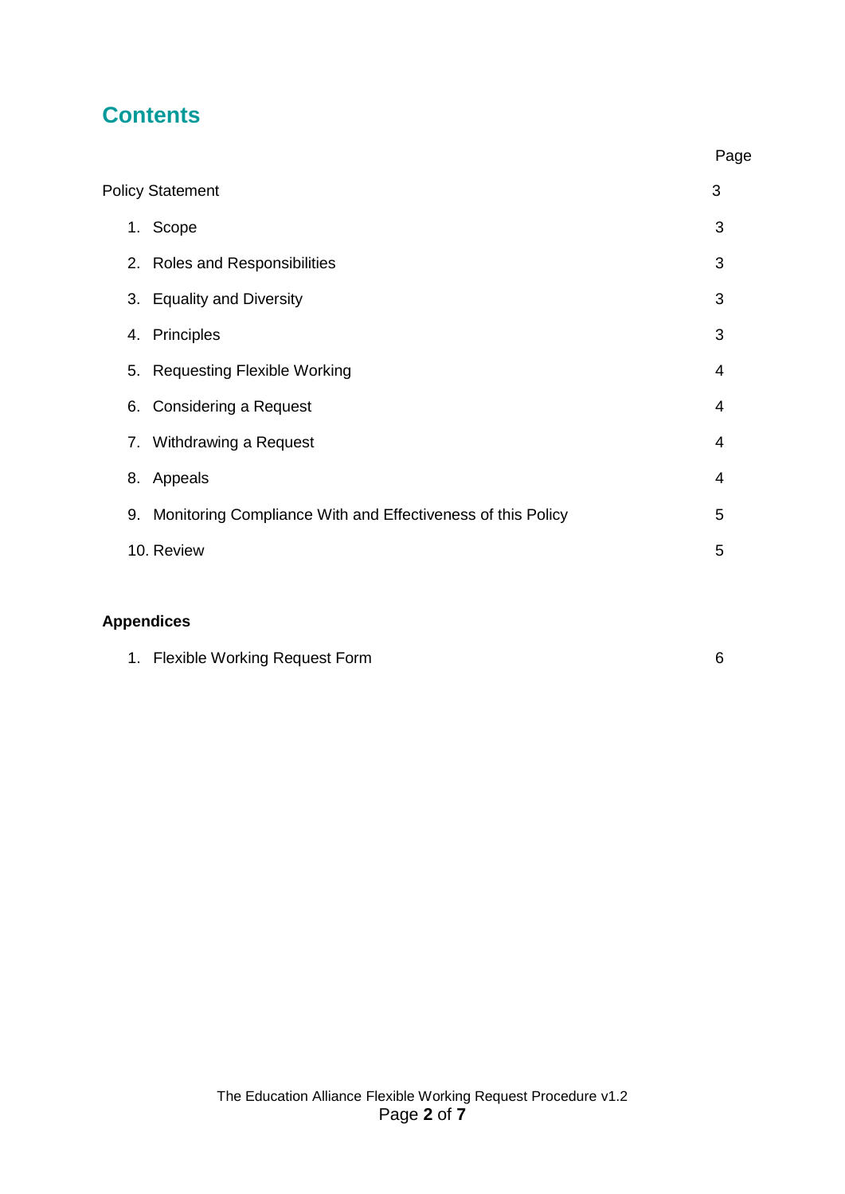# Contents

| | Page |
|---|---|
| Policy Statement | 3 |
| 1. Scope | 3 |
| 2. Roles and Responsibilities | 3 |
| 3. Equality and Diversity | 3 |
| 4. Principles | 3 |
| 5. Requesting Flexible Working | 4 |
| 6. Considering a Request | 4 |
| 7. Withdrawing a Request | 4 |
| 8. Appeals | 4 |
| 9. Monitoring Compliance With and Effectiveness of this Policy | 5 |
| 10. Review | 5 |

**Appendices**

| | |
|---|---|
| 1. Flexible Working Request Form | 6 |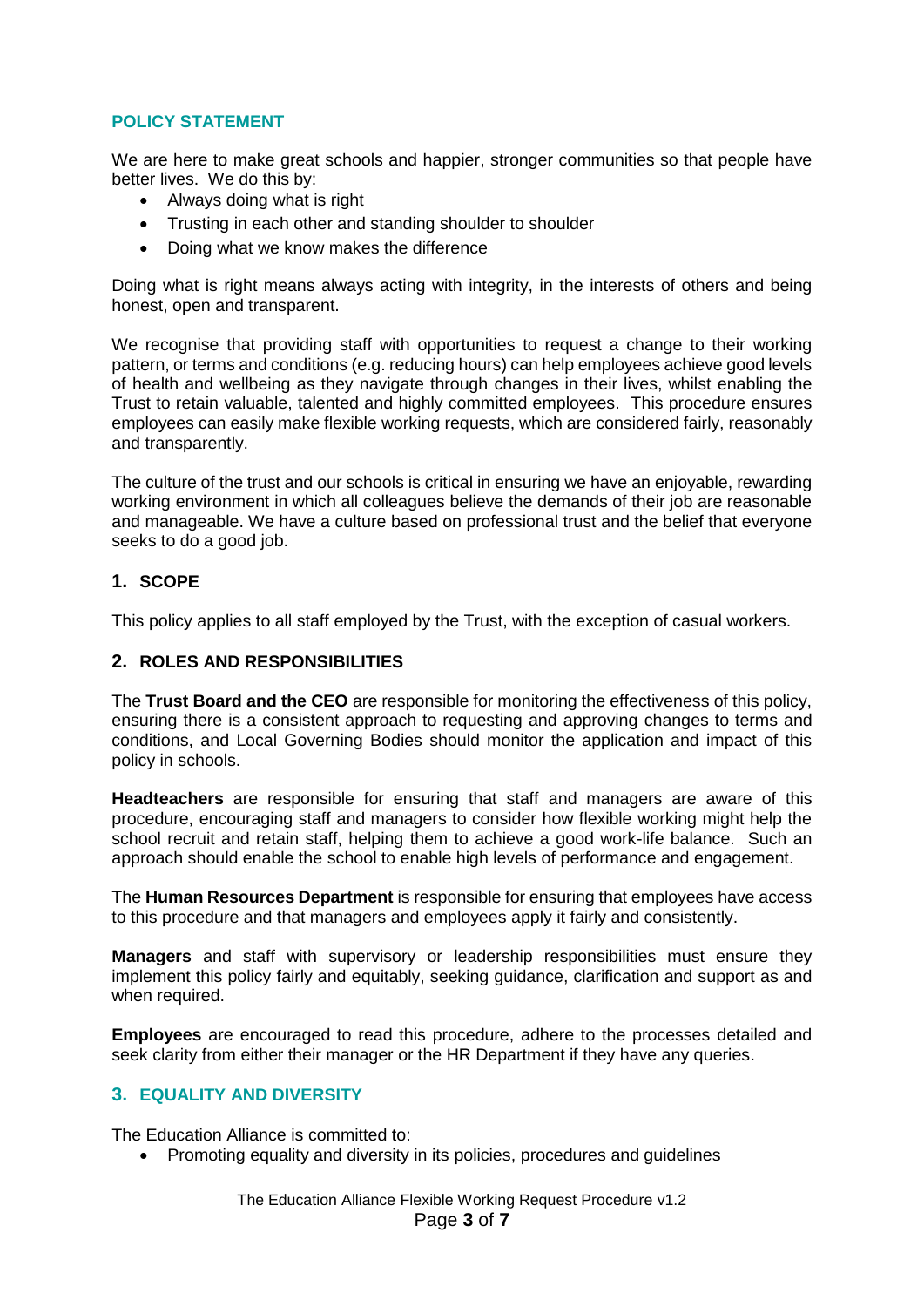## POLICY STATEMENT

We are here to make great schools and happier, stronger communities so that people have better lives. We do this by:

- Always doing what is right
- Trusting in each other and standing shoulder to shoulder
- Doing what we know makes the difference

Doing what is right means always acting with integrity, in the interests of others and being honest, open and transparent.

We recognise that providing staff with opportunities to request a change to their working pattern, or terms and conditions (e.g. reducing hours) can help employees achieve good levels of health and wellbeing as they navigate through changes in their lives, whilst enabling the Trust to retain valuable, talented and highly committed employees. This procedure ensures employees can easily make flexible working requests, which are considered fairly, reasonably and transparently.

The culture of the trust and our schools is critical in ensuring we have an enjoyable, rewarding working environment in which all colleagues believe the demands of their job are reasonable and manageable. We have a culture based on professional trust and the belief that everyone seeks to do a good job.

## 1. SCOPE

This policy applies to all staff employed by the Trust, with the exception of casual workers.

## 2. ROLES AND RESPONSIBILITIES

The **Trust Board and the CEO** are responsible for monitoring the effectiveness of this policy, ensuring there is a consistent approach to requesting and approving changes to terms and conditions, and Local Governing Bodies should monitor the application and impact of this policy in schools.

**Headteachers** are responsible for ensuring that staff and managers are aware of this procedure, encouraging staff and managers to consider how flexible working might help the school recruit and retain staff, helping them to achieve a good work-life balance. Such an approach should enable the school to enable high levels of performance and engagement.

The **Human Resources Department** is responsible for ensuring that employees have access to this procedure and that managers and employees apply it fairly and consistently.

**Managers** and staff with supervisory or leadership responsibilities must ensure they implement this policy fairly and equitably, seeking guidance, clarification and support as and when required.

**Employees** are encouraged to read this procedure, adhere to the processes detailed and seek clarity from either their manager or the HR Department if they have any queries.

## 3. EQUALITY AND DIVERSITY

The Education Alliance is committed to:

- Promoting equality and diversity in its policies, procedures and guidelines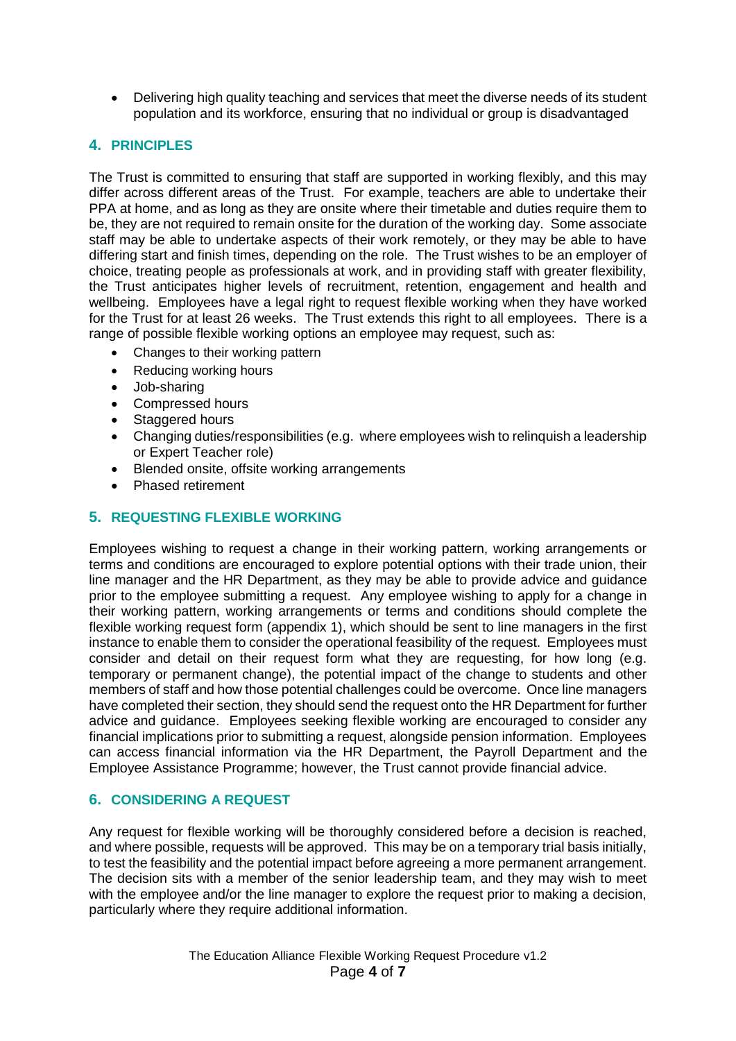- Delivering high quality teaching and services that meet the diverse needs of its student population and its workforce, ensuring that no individual or group is disadvantaged

## 4. PRINCIPLES

The Trust is committed to ensuring that staff are supported in working flexibly, and this may differ across different areas of the Trust. For example, teachers are able to undertake their PPA at home, and as long as they are onsite where their timetable and duties require them to be, they are not required to remain onsite for the duration of the working day. Some associate staff may be able to undertake aspects of their work remotely, or they may be able to have differing start and finish times, depending on the role. The Trust wishes to be an employer of choice, treating people as professionals at work, and in providing staff with greater flexibility, the Trust anticipates higher levels of recruitment, retention, engagement and health and wellbeing. Employees have a legal right to request flexible working when they have worked for the Trust for at least 26 weeks. The Trust extends this right to all employees. There is a range of possible flexible working options an employee may request, such as:

- Changes to their working pattern
- Reducing working hours
- Job-sharing
- Compressed hours
- Staggered hours
- Changing duties/responsibilities (e.g. where employees wish to relinquish a leadership or Expert Teacher role)
- Blended onsite, offsite working arrangements
- Phased retirement

## 5. REQUESTING FLEXIBLE WORKING

Employees wishing to request a change in their working pattern, working arrangements or terms and conditions are encouraged to explore potential options with their trade union, their line manager and the HR Department, as they may be able to provide advice and guidance prior to the employee submitting a request. Any employee wishing to apply for a change in their working pattern, working arrangements or terms and conditions should complete the flexible working request form (appendix 1), which should be sent to line managers in the first instance to enable them to consider the operational feasibility of the request. Employees must consider and detail on their request form what they are requesting, for how long (e.g. temporary or permanent change), the potential impact of the change to students and other members of staff and how those potential challenges could be overcome. Once line managers have completed their section, they should send the request onto the HR Department for further advice and guidance. Employees seeking flexible working are encouraged to consider any financial implications prior to submitting a request, alongside pension information. Employees can access financial information via the HR Department, the Payroll Department and the Employee Assistance Programme; however, the Trust cannot provide financial advice.

## 6. CONSIDERING A REQUEST

Any request for flexible working will be thoroughly considered before a decision is reached, and where possible, requests will be approved. This may be on a temporary trial basis initially, to test the feasibility and the potential impact before agreeing a more permanent arrangement. The decision sits with a member of the senior leadership team, and they may wish to meet with the employee and/or the line manager to explore the request prior to making a decision, particularly where they require additional information.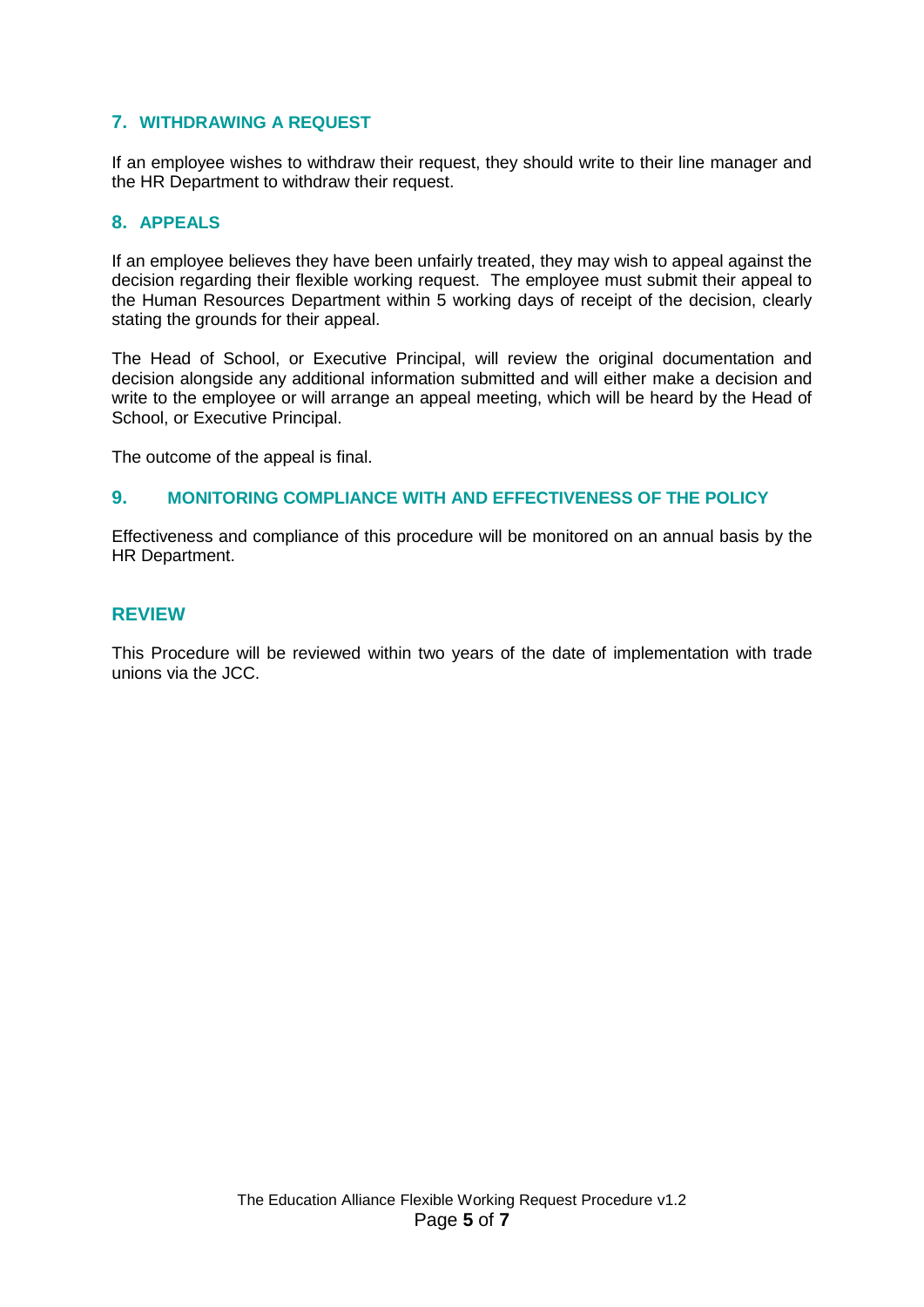## 7. WITHDRAWING A REQUEST

If an employee wishes to withdraw their request, they should write to their line manager and the HR Department to withdraw their request.

## 8. APPEALS

If an employee believes they have been unfairly treated, they may wish to appeal against the decision regarding their flexible working request. The employee must submit their appeal to the Human Resources Department within 5 working days of receipt of the decision, clearly stating the grounds for their appeal.

The Head of School, or Executive Principal, will review the original documentation and decision alongside any additional information submitted and will either make a decision and write to the employee or will arrange an appeal meeting, which will be heard by the Head of School, or Executive Principal.

The outcome of the appeal is final.

## 9. MONITORING COMPLIANCE WITH AND EFFECTIVENESS OF THE POLICY

Effectiveness and compliance of this procedure will be monitored on an annual basis by the HR Department.

## REVIEW

This Procedure will be reviewed within two years of the date of implementation with trade unions via the JCC.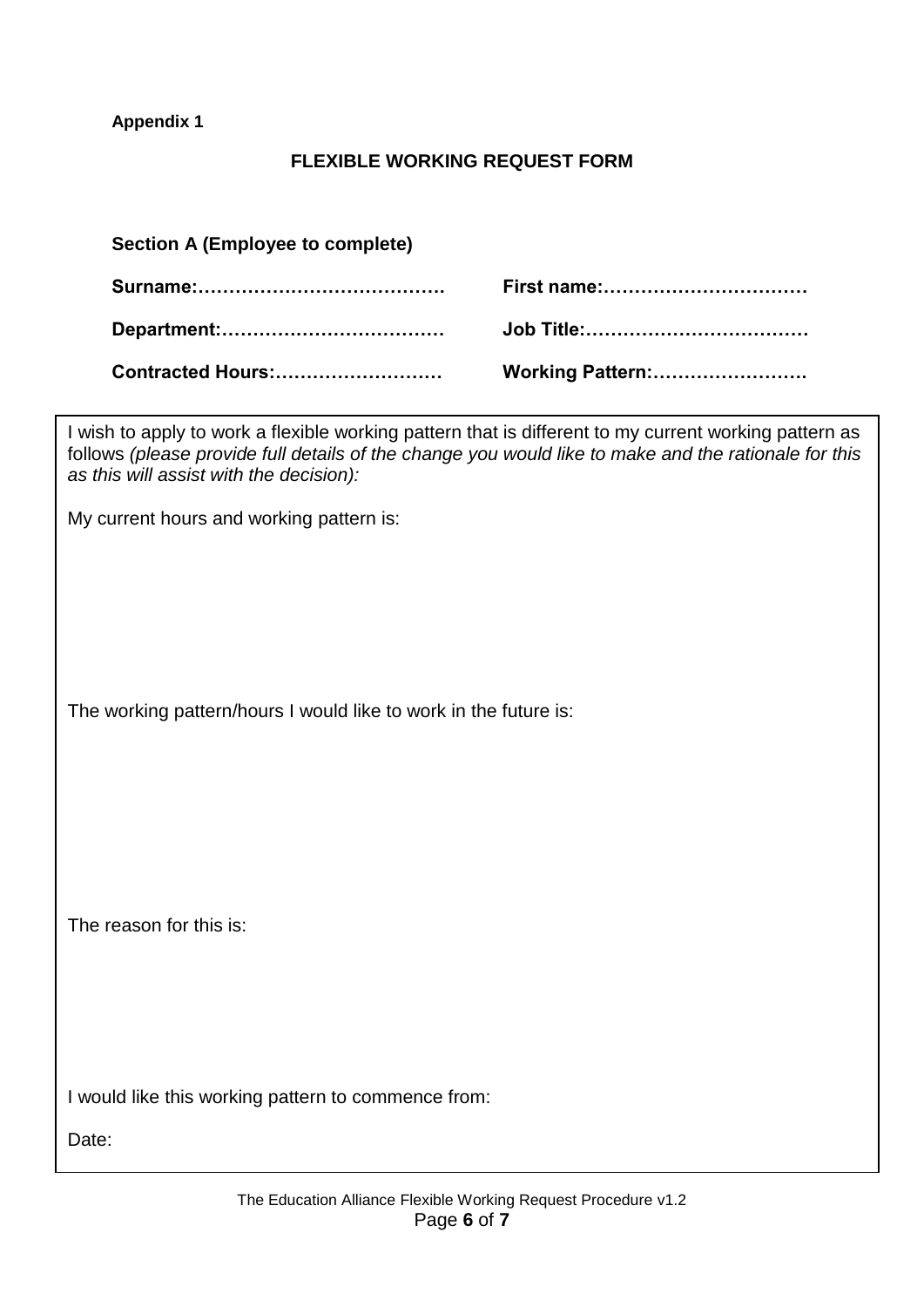**Appendix 1**

## FLEXIBLE WORKING REQUEST FORM

**Section A (Employee to complete)**

**Surname:………………………………….** **First name:……………………………**

**Department:………………………………** **Job Title:………………………………**

**Contracted Hours:………………………** **Working Pattern:…………………….**

I wish to apply to work a flexible working pattern that is different to my current working pattern as follows *(please provide full details of the change you would like to make and the rationale for this as this will assist with the decision):*

My current hours and working pattern is:

The working pattern/hours I would like to work in the future is:

The reason for this is:

I would like this working pattern to commence from:

Date: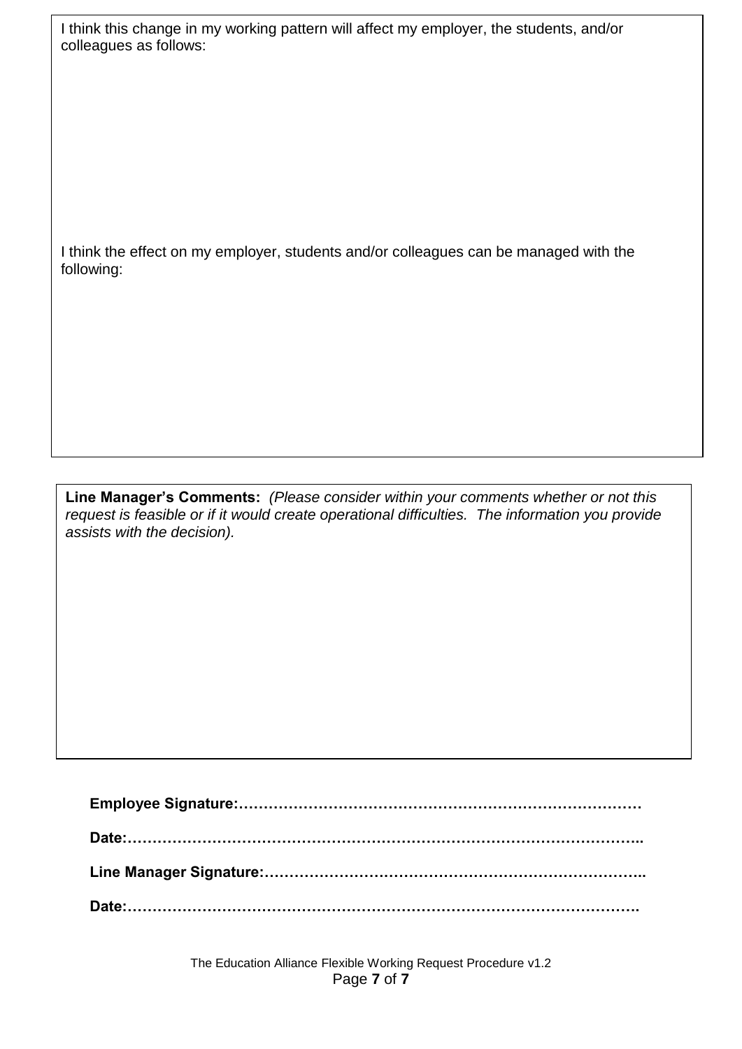I think this change in my working pattern will affect my employer, the students, and/or colleagues as follows:

I think the effect on my employer, students and/or colleagues can be managed with the following:

**Line Manager's Comments:** *(Please consider within your comments whether or not this request is feasible or if it would create operational difficulties. The information you provide assists with the decision).*

**Employee Signature:………………………………………………………………………**

**Date:…………………………………………………………………………………………..**

**Line Manager Signature:…………………………………………………………………..**

**Date:………………………………………………………………………………………….**

The Education Alliance Flexible Working Request Procedure v1.2